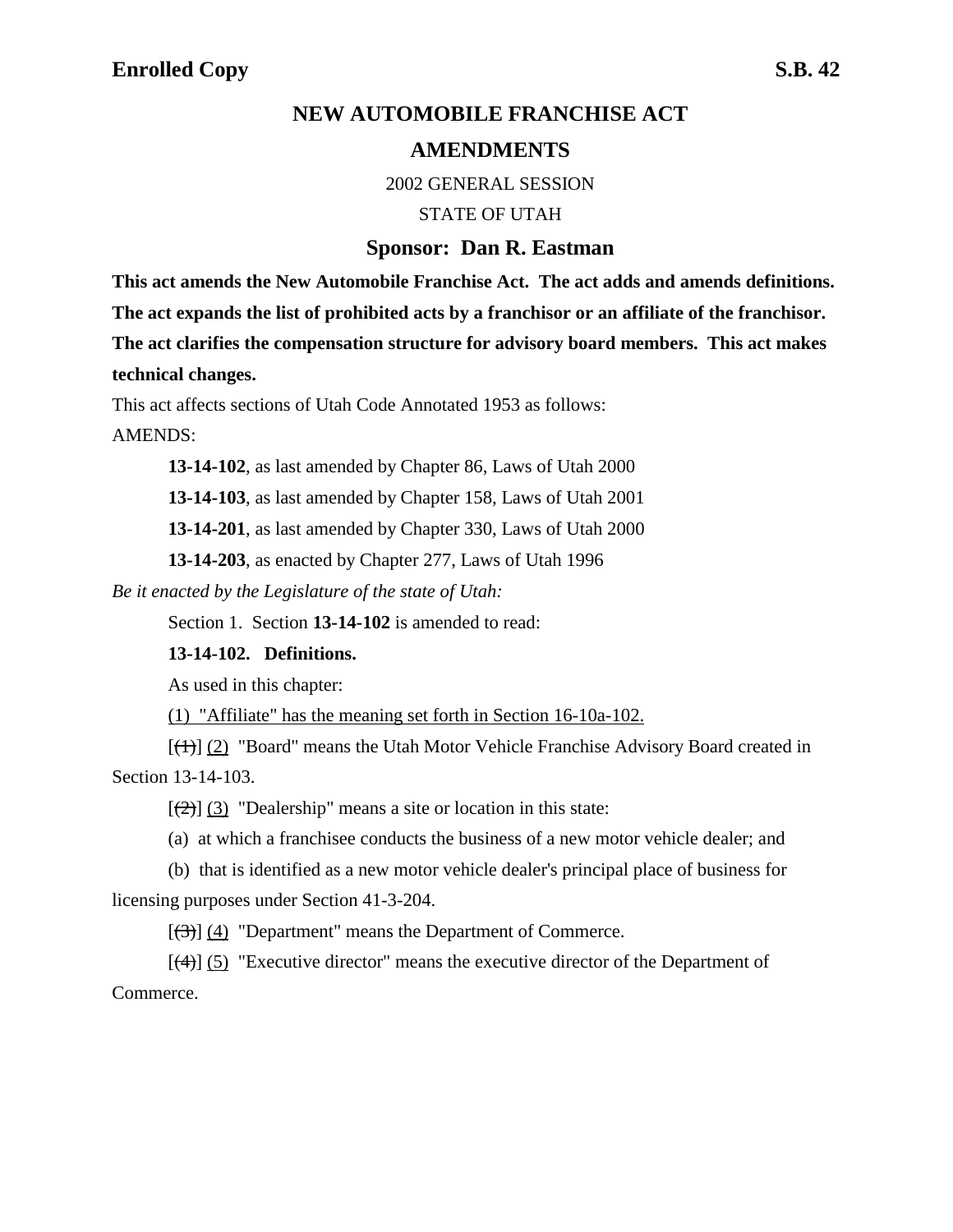**Enrolled Copy** **S.B. 42**

# NEW AUTOMOBILE FRANCHISE ACT AMENDMENTS

2002 GENERAL SESSION

STATE OF UTAH

## Sponsor: Dan R. Eastman

**This act amends the New Automobile Franchise Act. The act adds and amends definitions. The act expands the list of prohibited acts by a franchisor or an affiliate of the franchisor. The act clarifies the compensation structure for advisory board members. This act makes technical changes.**

This act affects sections of Utah Code Annotated 1953 as follows:

AMENDS:

**13-14-102**, as last amended by Chapter 86, Laws of Utah 2000

**13-14-103**, as last amended by Chapter 158, Laws of Utah 2001

**13-14-201**, as last amended by Chapter 330, Laws of Utah 2000

**13-14-203**, as enacted by Chapter 277, Laws of Utah 1996

*Be it enacted by the Legislature of the state of Utah:*

Section 1. Section **13-14-102** is amended to read:

**13-14-102. Definitions.**

As used in this chapter:

<u>(1) "Affiliate" has the meaning set forth in Section 16-10a-102.</u>

[~~(1)~~] <u>(2)</u> "Board" means the Utah Motor Vehicle Franchise Advisory Board created in Section 13-14-103.

[~~(2)~~] <u>(3)</u> "Dealership" means a site or location in this state:

(a) at which a franchisee conducts the business of a new motor vehicle dealer; and

(b) that is identified as a new motor vehicle dealer's principal place of business for licensing purposes under Section 41-3-204.

[~~(3)~~] <u>(4)</u> "Department" means the Department of Commerce.

[~~(4)~~] <u>(5)</u> "Executive director" means the executive director of the Department of Commerce.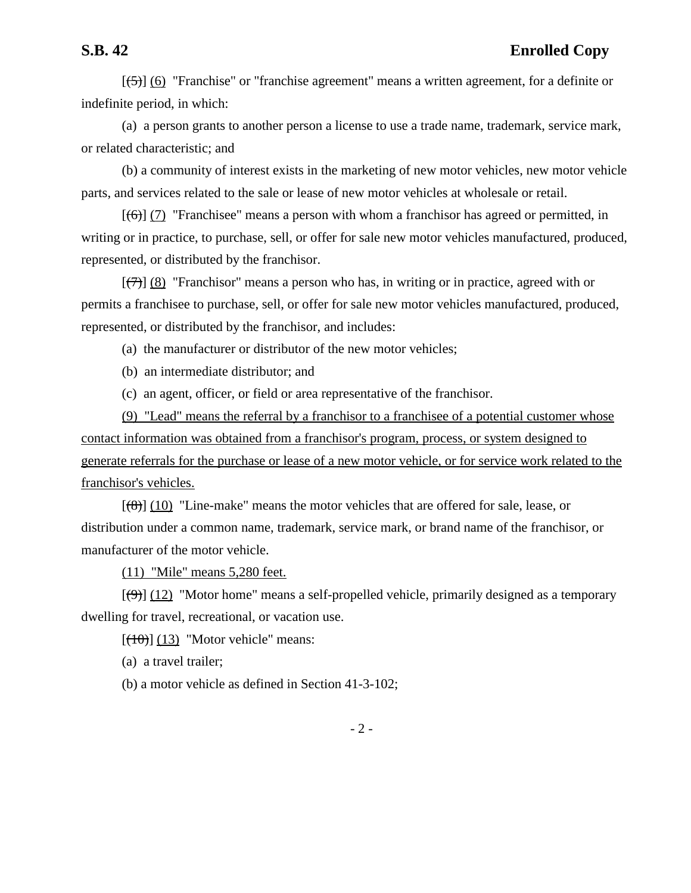[(5)] (6) "Franchise" or "franchise agreement" means a written agreement, for a definite or indefinite period, in which:

(a) a person grants to another person a license to use a trade name, trademark, service mark, or related characteristic; and

(b) a community of interest exists in the marketing of new motor vehicles, new motor vehicle parts, and services related to the sale or lease of new motor vehicles at wholesale or retail.

[(6)] (7) "Franchisee" means a person with whom a franchisor has agreed or permitted, in writing or in practice, to purchase, sell, or offer for sale new motor vehicles manufactured, produced, represented, or distributed by the franchisor.

[(7)] (8) "Franchisor" means a person who has, in writing or in practice, agreed with or permits a franchisee to purchase, sell, or offer for sale new motor vehicles manufactured, produced, represented, or distributed by the franchisor, and includes:

(a) the manufacturer or distributor of the new motor vehicles;

(b) an intermediate distributor; and

(c) an agent, officer, or field or area representative of the franchisor.

(9) "Lead" means the referral by a franchisor to a franchisee of a potential customer whose contact information was obtained from a franchisor's program, process, or system designed to generate referrals for the purchase or lease of a new motor vehicle, or for service work related to the franchisor's vehicles.

[(8)] (10) "Line-make" means the motor vehicles that are offered for sale, lease, or distribution under a common name, trademark, service mark, or brand name of the franchisor, or manufacturer of the motor vehicle.

(11) "Mile" means 5,280 feet.

[(9)] (12) "Motor home" means a self-propelled vehicle, primarily designed as a temporary dwelling for travel, recreational, or vacation use.

[(10)] (13) "Motor vehicle" means:

(a) a travel trailer;

(b) a motor vehicle as defined in Section 41-3-102;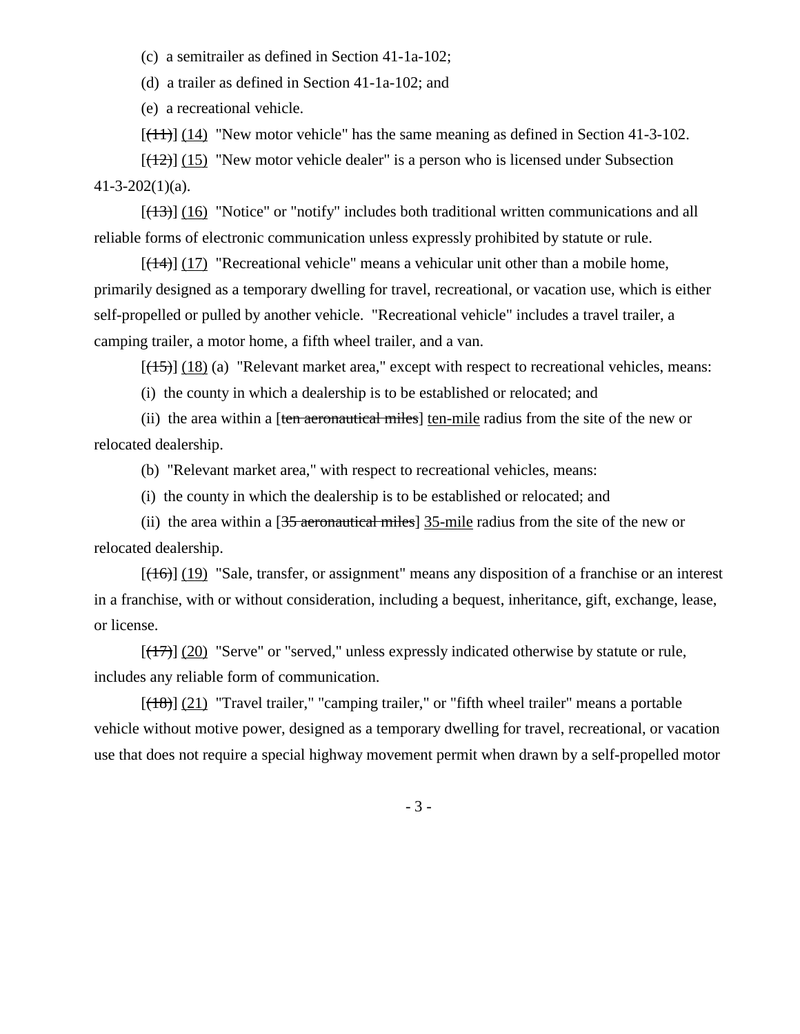(c) a semitrailer as defined in Section 41-1a-102;

(d) a trailer as defined in Section 41-1a-102; and

(e) a recreational vehicle.

[~~(11)~~] (14) "New motor vehicle" has the same meaning as defined in Section 41-3-102.

[~~(12)~~] (15) "New motor vehicle dealer" is a person who is licensed under Subsection 41-3-202(1)(a).

[~~(13)~~] (16) "Notice" or "notify" includes both traditional written communications and all reliable forms of electronic communication unless expressly prohibited by statute or rule.

[~~(14)~~] (17) "Recreational vehicle" means a vehicular unit other than a mobile home, primarily designed as a temporary dwelling for travel, recreational, or vacation use, which is either self-propelled or pulled by another vehicle. "Recreational vehicle" includes a travel trailer, a camping trailer, a motor home, a fifth wheel trailer, and a van.

[~~(15)~~] (18) (a) "Relevant market area," except with respect to recreational vehicles, means:

(i) the county in which a dealership is to be established or relocated; and

(ii) the area within a [~~ten aeronautical miles~~] ten-mile radius from the site of the new or relocated dealership.

(b) "Relevant market area," with respect to recreational vehicles, means:

(i) the county in which the dealership is to be established or relocated; and

(ii) the area within a [~~35 aeronautical miles~~] 35-mile radius from the site of the new or relocated dealership.

[~~(16)~~] (19) "Sale, transfer, or assignment" means any disposition of a franchise or an interest in a franchise, with or without consideration, including a bequest, inheritance, gift, exchange, lease, or license.

[~~(17)~~] (20) "Serve" or "served," unless expressly indicated otherwise by statute or rule, includes any reliable form of communication.

[~~(18)~~] (21) "Travel trailer," "camping trailer," or "fifth wheel trailer" means a portable vehicle without motive power, designed as a temporary dwelling for travel, recreational, or vacation use that does not require a special highway movement permit when drawn by a self-propelled motor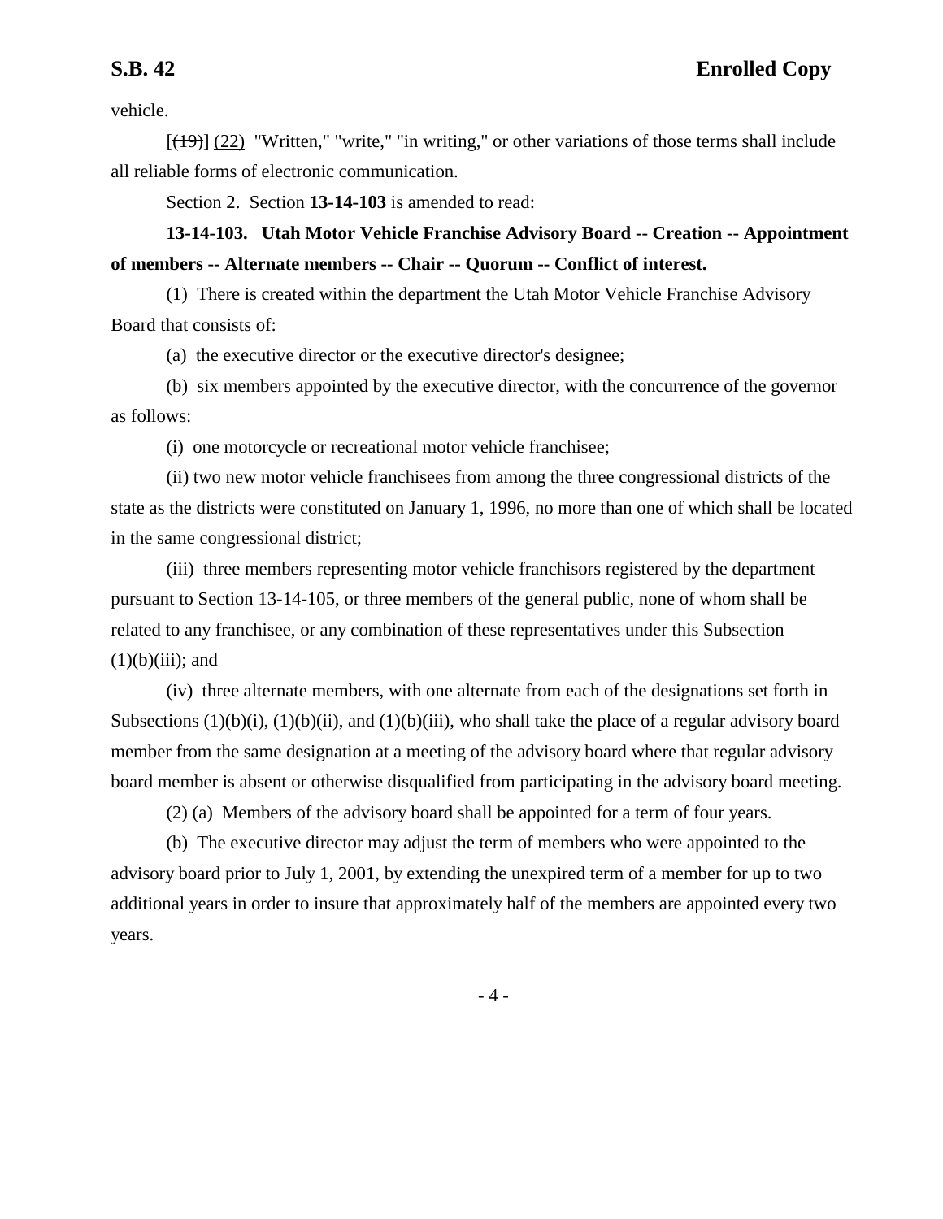vehicle.

[~~(19)~~] (22) "Written," "write," "in writing," or other variations of those terms shall include all reliable forms of electronic communication.

Section 2. Section **13-14-103** is amended to read:

**13-14-103. Utah Motor Vehicle Franchise Advisory Board -- Creation -- Appointment of members -- Alternate members -- Chair -- Quorum -- Conflict of interest.**

(1) There is created within the department the Utah Motor Vehicle Franchise Advisory Board that consists of:

(a) the executive director or the executive director's designee;

(b) six members appointed by the executive director, with the concurrence of the governor as follows:

(i) one motorcycle or recreational motor vehicle franchisee;

(ii) two new motor vehicle franchisees from among the three congressional districts of the state as the districts were constituted on January 1, 1996, no more than one of which shall be located in the same congressional district;

(iii) three members representing motor vehicle franchisors registered by the department pursuant to Section 13-14-105, or three members of the general public, none of whom shall be related to any franchisee, or any combination of these representatives under this Subsection (1)(b)(iii); and

(iv) three alternate members, with one alternate from each of the designations set forth in Subsections (1)(b)(i), (1)(b)(ii), and (1)(b)(iii), who shall take the place of a regular advisory board member from the same designation at a meeting of the advisory board where that regular advisory board member is absent or otherwise disqualified from participating in the advisory board meeting.

(2) (a) Members of the advisory board shall be appointed for a term of four years.

(b) The executive director may adjust the term of members who were appointed to the advisory board prior to July 1, 2001, by extending the unexpired term of a member for up to two additional years in order to insure that approximately half of the members are appointed every two years.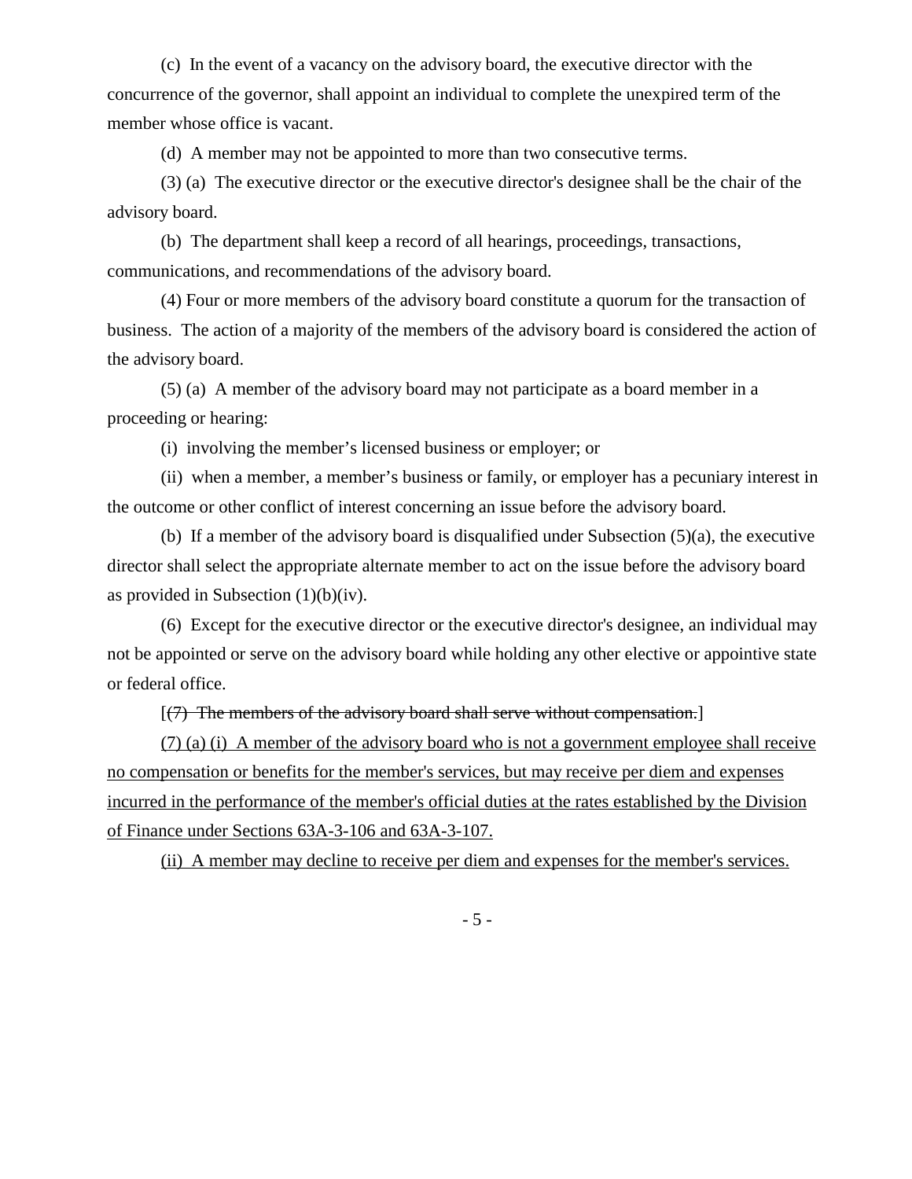(c) In the event of a vacancy on the advisory board, the executive director with the concurrence of the governor, shall appoint an individual to complete the unexpired term of the member whose office is vacant.

(d) A member may not be appointed to more than two consecutive terms.

(3) (a) The executive director or the executive director's designee shall be the chair of the advisory board.

(b) The department shall keep a record of all hearings, proceedings, transactions, communications, and recommendations of the advisory board.

(4) Four or more members of the advisory board constitute a quorum for the transaction of business. The action of a majority of the members of the advisory board is considered the action of the advisory board.

(5) (a) A member of the advisory board may not participate as a board member in a proceeding or hearing:

(i) involving the member's licensed business or employer; or

(ii) when a member, a member's business or family, or employer has a pecuniary interest in the outcome or other conflict of interest concerning an issue before the advisory board.

(b) If a member of the advisory board is disqualified under Subsection (5)(a), the executive director shall select the appropriate alternate member to act on the issue before the advisory board as provided in Subsection (1)(b)(iv).

(6) Except for the executive director or the executive director's designee, an individual may not be appointed or serve on the advisory board while holding any other elective or appointive state or federal office.

[~~(7) The members of the advisory board shall serve without compensation.~~]

<u>(7) (a) (i) A member of the advisory board who is not a government employee shall receive no compensation or benefits for the member's services, but may receive per diem and expenses incurred in the performance of the member's official duties at the rates established by the Division of Finance under Sections 63A-3-106 and 63A-3-107.</u>

<u>(ii) A member may decline to receive per diem and expenses for the member's services.</u>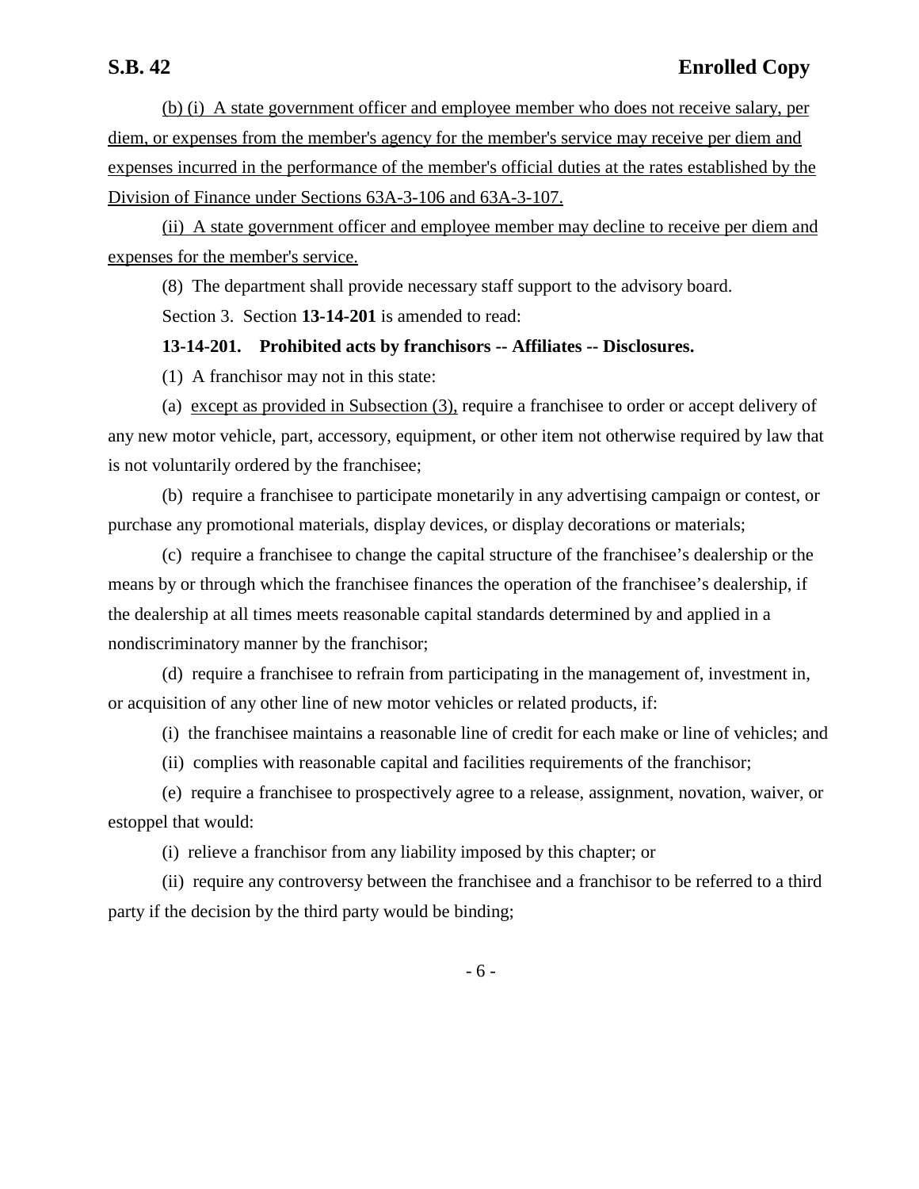(b) (i) A state government officer and employee member who does not receive salary, per diem, or expenses from the member's agency for the member's service may receive per diem and expenses incurred in the performance of the member's official duties at the rates established by the Division of Finance under Sections 63A-3-106 and 63A-3-107.

(ii) A state government officer and employee member may decline to receive per diem and expenses for the member's service.

(8) The department shall provide necessary staff support to the advisory board.

Section 3. Section **13-14-201** is amended to read:

**13-14-201. Prohibited acts by franchisors -- Affiliates -- Disclosures.**

(1) A franchisor may not in this state:

(a) except as provided in Subsection (3), require a franchisee to order or accept delivery of any new motor vehicle, part, accessory, equipment, or other item not otherwise required by law that is not voluntarily ordered by the franchisee;

(b) require a franchisee to participate monetarily in any advertising campaign or contest, or purchase any promotional materials, display devices, or display decorations or materials;

(c) require a franchisee to change the capital structure of the franchisee's dealership or the means by or through which the franchisee finances the operation of the franchisee's dealership, if the dealership at all times meets reasonable capital standards determined by and applied in a nondiscriminatory manner by the franchisor;

(d) require a franchisee to refrain from participating in the management of, investment in, or acquisition of any other line of new motor vehicles or related products, if:

(i) the franchisee maintains a reasonable line of credit for each make or line of vehicles; and

(ii) complies with reasonable capital and facilities requirements of the franchisor;

(e) require a franchisee to prospectively agree to a release, assignment, novation, waiver, or estoppel that would:

(i) relieve a franchisor from any liability imposed by this chapter; or

(ii) require any controversy between the franchisee and a franchisor to be referred to a third party if the decision by the third party would be binding;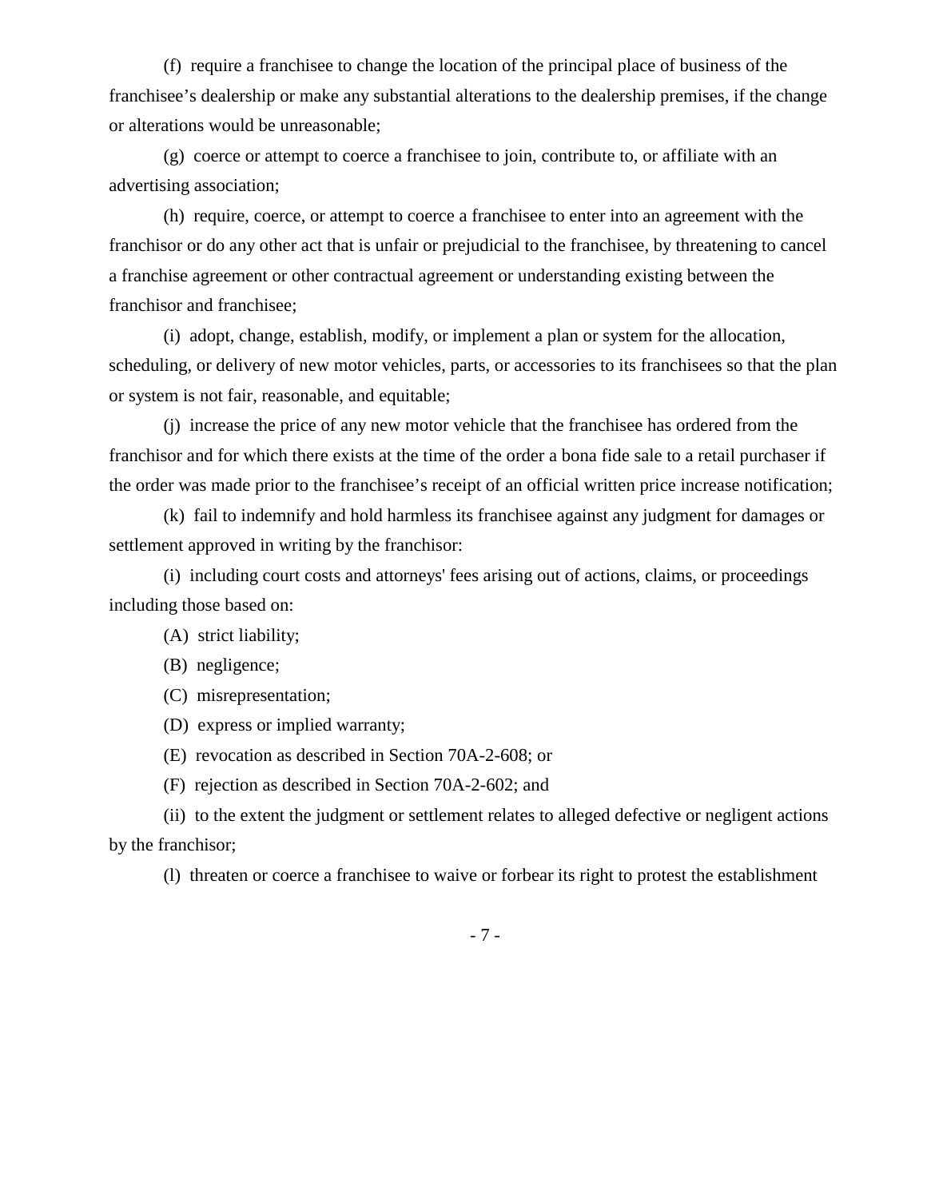(f) require a franchisee to change the location of the principal place of business of the franchisee's dealership or make any substantial alterations to the dealership premises, if the change or alterations would be unreasonable;

(g) coerce or attempt to coerce a franchisee to join, contribute to, or affiliate with an advertising association;

(h) require, coerce, or attempt to coerce a franchisee to enter into an agreement with the franchisor or do any other act that is unfair or prejudicial to the franchisee, by threatening to cancel a franchise agreement or other contractual agreement or understanding existing between the franchisor and franchisee;

(i) adopt, change, establish, modify, or implement a plan or system for the allocation, scheduling, or delivery of new motor vehicles, parts, or accessories to its franchisees so that the plan or system is not fair, reasonable, and equitable;

(j) increase the price of any new motor vehicle that the franchisee has ordered from the franchisor and for which there exists at the time of the order a bona fide sale to a retail purchaser if the order was made prior to the franchisee's receipt of an official written price increase notification;

(k) fail to indemnify and hold harmless its franchisee against any judgment for damages or settlement approved in writing by the franchisor:

(i) including court costs and attorneys' fees arising out of actions, claims, or proceedings including those based on:

(A) strict liability;

(B) negligence;

(C) misrepresentation;

(D) express or implied warranty;

(E) revocation as described in Section 70A-2-608; or

(F) rejection as described in Section 70A-2-602; and

(ii) to the extent the judgment or settlement relates to alleged defective or negligent actions by the franchisor;

(l) threaten or coerce a franchisee to waive or forbear its right to protest the establishment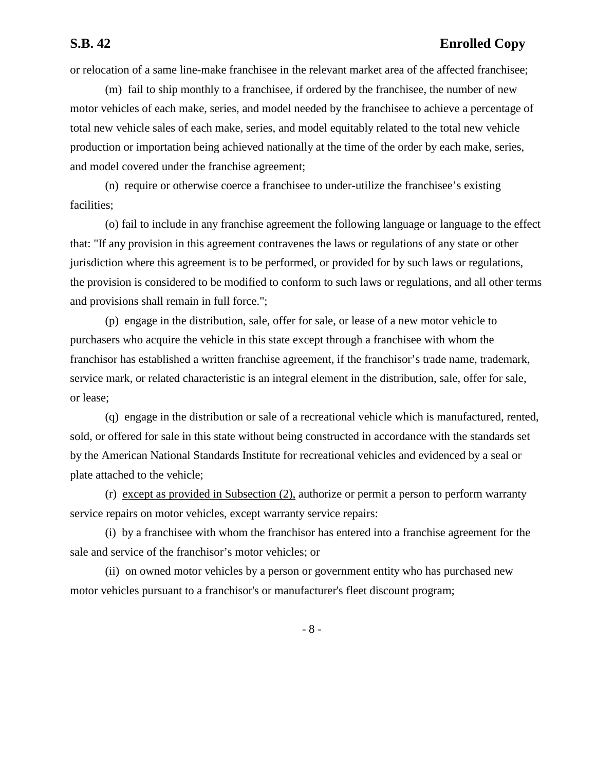or relocation of a same line-make franchisee in the relevant market area of the affected franchisee;

(m) fail to ship monthly to a franchisee, if ordered by the franchisee, the number of new motor vehicles of each make, series, and model needed by the franchisee to achieve a percentage of total new vehicle sales of each make, series, and model equitably related to the total new vehicle production or importation being achieved nationally at the time of the order by each make, series, and model covered under the franchise agreement;

(n) require or otherwise coerce a franchisee to under-utilize the franchisee's existing facilities;

(o) fail to include in any franchise agreement the following language or language to the effect that: "If any provision in this agreement contravenes the laws or regulations of any state or other jurisdiction where this agreement is to be performed, or provided for by such laws or regulations, the provision is considered to be modified to conform to such laws or regulations, and all other terms and provisions shall remain in full force.";

(p) engage in the distribution, sale, offer for sale, or lease of a new motor vehicle to purchasers who acquire the vehicle in this state except through a franchisee with whom the franchisor has established a written franchise agreement, if the franchisor's trade name, trademark, service mark, or related characteristic is an integral element in the distribution, sale, offer for sale, or lease;

(q) engage in the distribution or sale of a recreational vehicle which is manufactured, rented, sold, or offered for sale in this state without being constructed in accordance with the standards set by the American National Standards Institute for recreational vehicles and evidenced by a seal or plate attached to the vehicle;

(r) <u>except as provided in Subsection (2),</u> authorize or permit a person to perform warranty service repairs on motor vehicles, except warranty service repairs:

(i) by a franchisee with whom the franchisor has entered into a franchise agreement for the sale and service of the franchisor's motor vehicles; or

(ii) on owned motor vehicles by a person or government entity who has purchased new motor vehicles pursuant to a franchisor's or manufacturer's fleet discount program;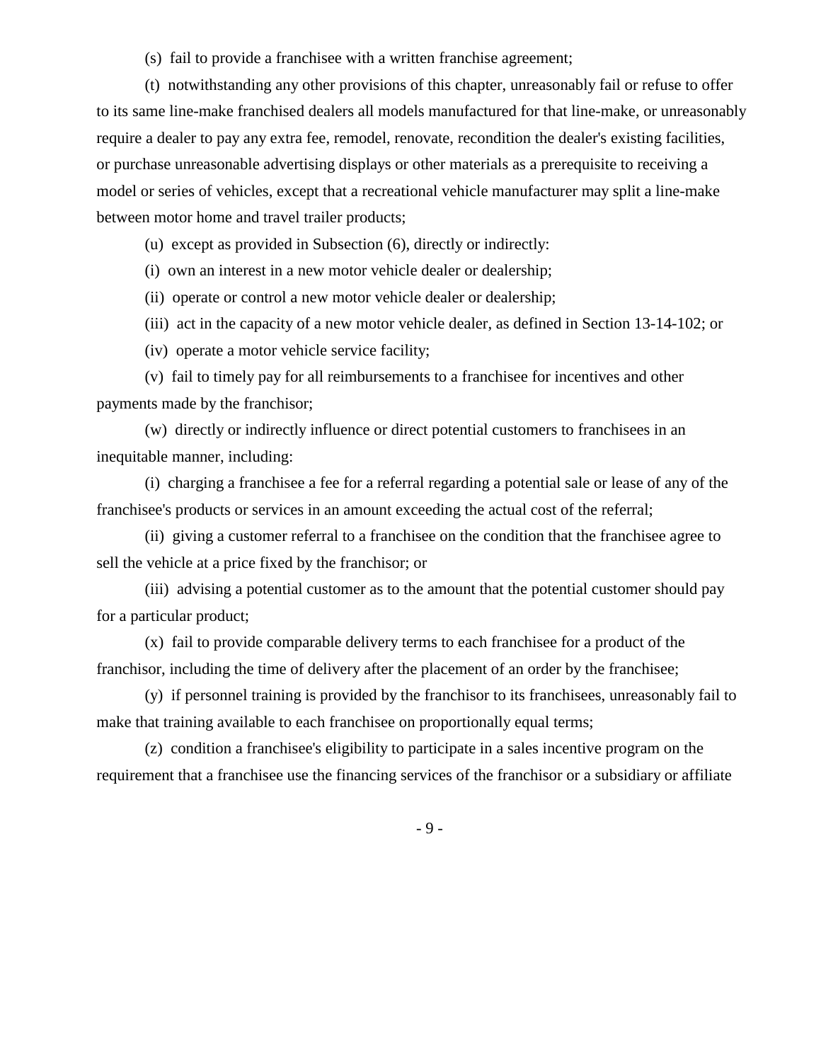(s) fail to provide a franchisee with a written franchise agreement;

(t) notwithstanding any other provisions of this chapter, unreasonably fail or refuse to offer to its same line-make franchised dealers all models manufactured for that line-make, or unreasonably require a dealer to pay any extra fee, remodel, renovate, recondition the dealer's existing facilities, or purchase unreasonable advertising displays or other materials as a prerequisite to receiving a model or series of vehicles, except that a recreational vehicle manufacturer may split a line-make between motor home and travel trailer products;

(u) except as provided in Subsection (6), directly or indirectly:

(i) own an interest in a new motor vehicle dealer or dealership;

(ii) operate or control a new motor vehicle dealer or dealership;

(iii) act in the capacity of a new motor vehicle dealer, as defined in Section 13-14-102; or

(iv) operate a motor vehicle service facility;

(v) fail to timely pay for all reimbursements to a franchisee for incentives and other payments made by the franchisor;

(w) directly or indirectly influence or direct potential customers to franchisees in an inequitable manner, including:

(i) charging a franchisee a fee for a referral regarding a potential sale or lease of any of the franchisee's products or services in an amount exceeding the actual cost of the referral;

(ii) giving a customer referral to a franchisee on the condition that the franchisee agree to sell the vehicle at a price fixed by the franchisor; or

(iii) advising a potential customer as to the amount that the potential customer should pay for a particular product;

(x) fail to provide comparable delivery terms to each franchisee for a product of the franchisor, including the time of delivery after the placement of an order by the franchisee;

(y) if personnel training is provided by the franchisor to its franchisees, unreasonably fail to make that training available to each franchisee on proportionally equal terms;

(z) condition a franchisee's eligibility to participate in a sales incentive program on the requirement that a franchisee use the financing services of the franchisor or a subsidiary or affiliate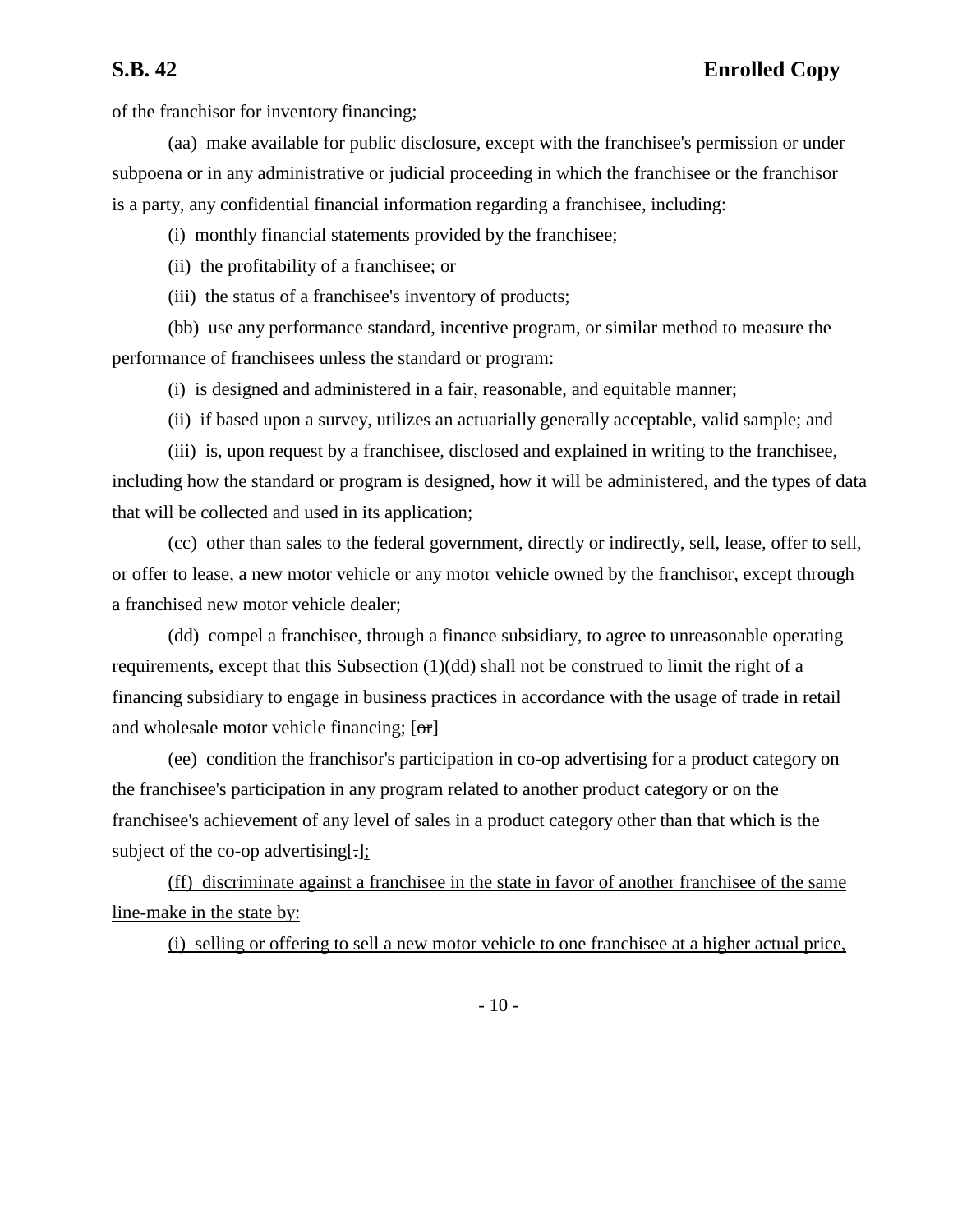of the franchisor for inventory financing;

(aa) make available for public disclosure, except with the franchisee's permission or under subpoena or in any administrative or judicial proceeding in which the franchisee or the franchisor is a party, any confidential financial information regarding a franchisee, including:

(i) monthly financial statements provided by the franchisee;

(ii) the profitability of a franchisee; or

(iii) the status of a franchisee's inventory of products;

(bb) use any performance standard, incentive program, or similar method to measure the performance of franchisees unless the standard or program:

(i) is designed and administered in a fair, reasonable, and equitable manner;

(ii) if based upon a survey, utilizes an actuarially generally acceptable, valid sample; and

(iii) is, upon request by a franchisee, disclosed and explained in writing to the franchisee, including how the standard or program is designed, how it will be administered, and the types of data that will be collected and used in its application;

(cc) other than sales to the federal government, directly or indirectly, sell, lease, offer to sell, or offer to lease, a new motor vehicle or any motor vehicle owned by the franchisor, except through a franchised new motor vehicle dealer;

(dd) compel a franchisee, through a finance subsidiary, to agree to unreasonable operating requirements, except that this Subsection (1)(dd) shall not be construed to limit the right of a financing subsidiary to engage in business practices in accordance with the usage of trade in retail and wholesale motor vehicle financing; [~~or~~]

(ee) condition the franchisor's participation in co-op advertising for a product category on the franchisee's participation in any program related to another product category or on the franchisee's achievement of any level of sales in a product category other than that which is the subject of the co-op advertising[~~.~~]<u>;</u>

<u>(ff) discriminate against a franchisee in the state in favor of another franchisee of the same line-make in the state by:</u>

<u>(i) selling or offering to sell a new motor vehicle to one franchisee at a higher actual price,</u>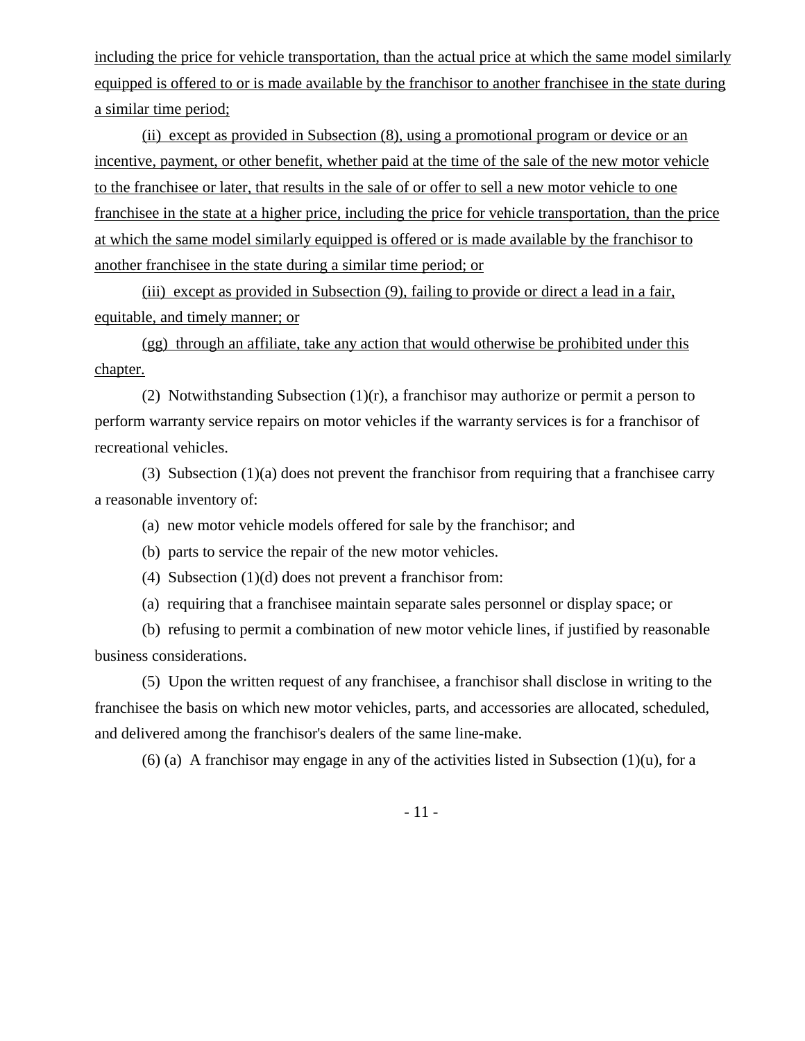including the price for vehicle transportation, than the actual price at which the same model similarly equipped is offered to or is made available by the franchisor to another franchisee in the state during a similar time period;

(ii) except as provided in Subsection (8), using a promotional program or device or an incentive, payment, or other benefit, whether paid at the time of the sale of the new motor vehicle to the franchisee or later, that results in the sale of or offer to sell a new motor vehicle to one franchisee in the state at a higher price, including the price for vehicle transportation, than the price at which the same model similarly equipped is offered or is made available by the franchisor to another franchisee in the state during a similar time period; or

(iii) except as provided in Subsection (9), failing to provide or direct a lead in a fair, equitable, and timely manner; or

(gg) through an affiliate, take any action that would otherwise be prohibited under this chapter.

(2) Notwithstanding Subsection (1)(r), a franchisor may authorize or permit a person to perform warranty service repairs on motor vehicles if the warranty services is for a franchisor of recreational vehicles.

(3) Subsection (1)(a) does not prevent the franchisor from requiring that a franchisee carry a reasonable inventory of:

(a) new motor vehicle models offered for sale by the franchisor; and

(b) parts to service the repair of the new motor vehicles.

(4) Subsection (1)(d) does not prevent a franchisor from:

(a) requiring that a franchisee maintain separate sales personnel or display space; or

(b) refusing to permit a combination of new motor vehicle lines, if justified by reasonable business considerations.

(5) Upon the written request of any franchisee, a franchisor shall disclose in writing to the franchisee the basis on which new motor vehicles, parts, and accessories are allocated, scheduled, and delivered among the franchisor's dealers of the same line-make.

(6) (a) A franchisor may engage in any of the activities listed in Subsection (1)(u), for a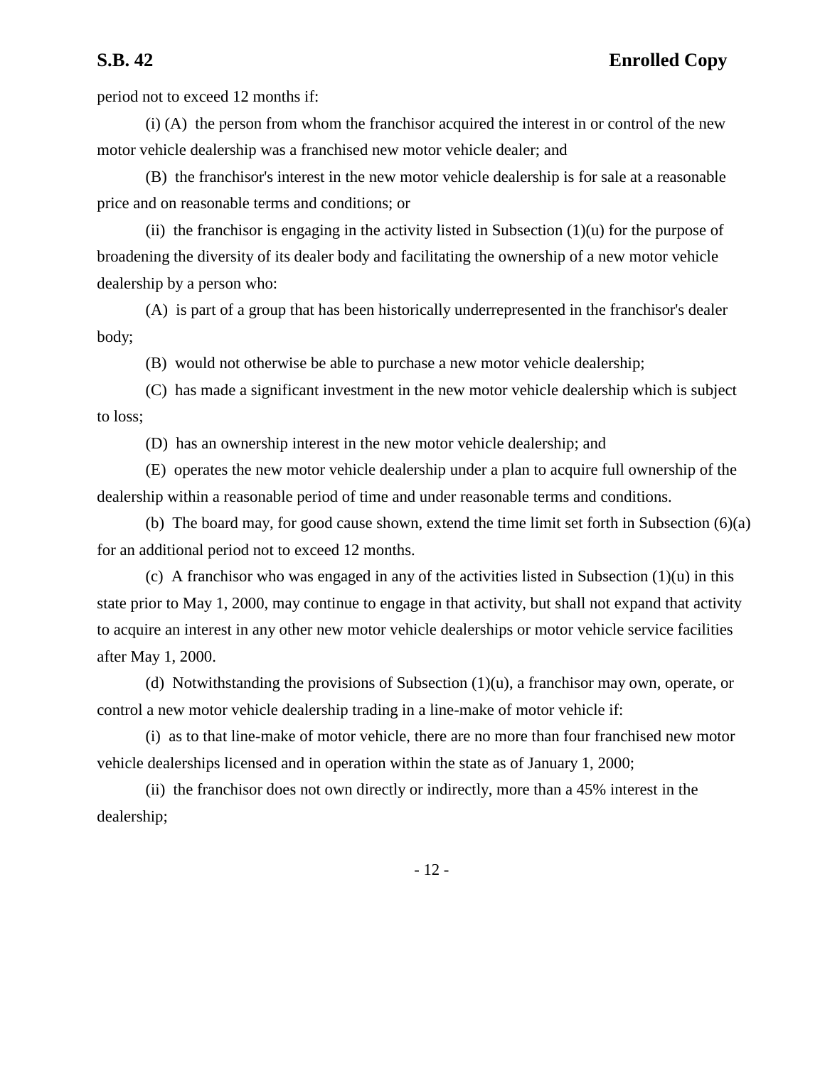period not to exceed 12 months if:

(i) (A) the person from whom the franchisor acquired the interest in or control of the new motor vehicle dealership was a franchised new motor vehicle dealer; and

(B) the franchisor's interest in the new motor vehicle dealership is for sale at a reasonable price and on reasonable terms and conditions; or

(ii) the franchisor is engaging in the activity listed in Subsection (1)(u) for the purpose of broadening the diversity of its dealer body and facilitating the ownership of a new motor vehicle dealership by a person who:

(A) is part of a group that has been historically underrepresented in the franchisor's dealer body;

(B) would not otherwise be able to purchase a new motor vehicle dealership;

(C) has made a significant investment in the new motor vehicle dealership which is subject to loss;

(D) has an ownership interest in the new motor vehicle dealership; and

(E) operates the new motor vehicle dealership under a plan to acquire full ownership of the dealership within a reasonable period of time and under reasonable terms and conditions.

(b) The board may, for good cause shown, extend the time limit set forth in Subsection (6)(a) for an additional period not to exceed 12 months.

(c) A franchisor who was engaged in any of the activities listed in Subsection (1)(u) in this state prior to May 1, 2000, may continue to engage in that activity, but shall not expand that activity to acquire an interest in any other new motor vehicle dealerships or motor vehicle service facilities after May 1, 2000.

(d) Notwithstanding the provisions of Subsection (1)(u), a franchisor may own, operate, or control a new motor vehicle dealership trading in a line-make of motor vehicle if:

(i) as to that line-make of motor vehicle, there are no more than four franchised new motor vehicle dealerships licensed and in operation within the state as of January 1, 2000;

(ii) the franchisor does not own directly or indirectly, more than a 45% interest in the dealership;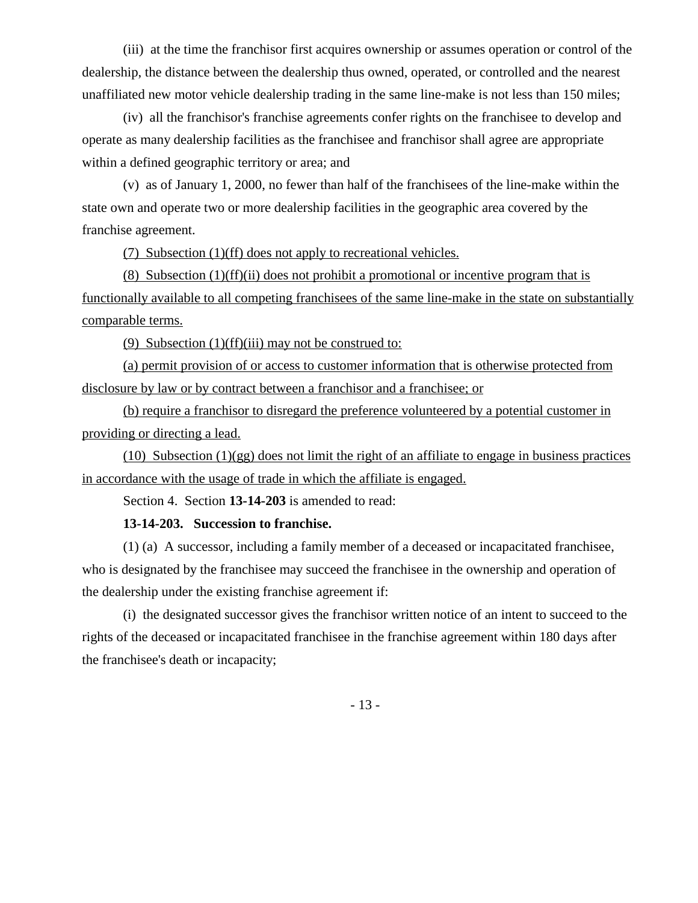(iii) at the time the franchisor first acquires ownership or assumes operation or control of the dealership, the distance between the dealership thus owned, operated, or controlled and the nearest unaffiliated new motor vehicle dealership trading in the same line-make is not less than 150 miles;

(iv) all the franchisor's franchise agreements confer rights on the franchisee to develop and operate as many dealership facilities as the franchisee and franchisor shall agree are appropriate within a defined geographic territory or area; and

(v) as of January 1, 2000, no fewer than half of the franchisees of the line-make within the state own and operate two or more dealership facilities in the geographic area covered by the franchise agreement.

(7) Subsection (1)(ff) does not apply to recreational vehicles.

(8) Subsection (1)(ff)(ii) does not prohibit a promotional or incentive program that is functionally available to all competing franchisees of the same line-make in the state on substantially comparable terms.

(9) Subsection (1)(ff)(iii) may not be construed to:

(a) permit provision of or access to customer information that is otherwise protected from disclosure by law or by contract between a franchisor and a franchisee; or

(b) require a franchisor to disregard the preference volunteered by a potential customer in providing or directing a lead.

(10) Subsection (1)(gg) does not limit the right of an affiliate to engage in business practices in accordance with the usage of trade in which the affiliate is engaged.

Section 4. Section **13-14-203** is amended to read:

**13-14-203. Succession to franchise.**

(1) (a) A successor, including a family member of a deceased or incapacitated franchisee, who is designated by the franchisee may succeed the franchisee in the ownership and operation of the dealership under the existing franchise agreement if:

(i) the designated successor gives the franchisor written notice of an intent to succeed to the rights of the deceased or incapacitated franchisee in the franchise agreement within 180 days after the franchisee's death or incapacity;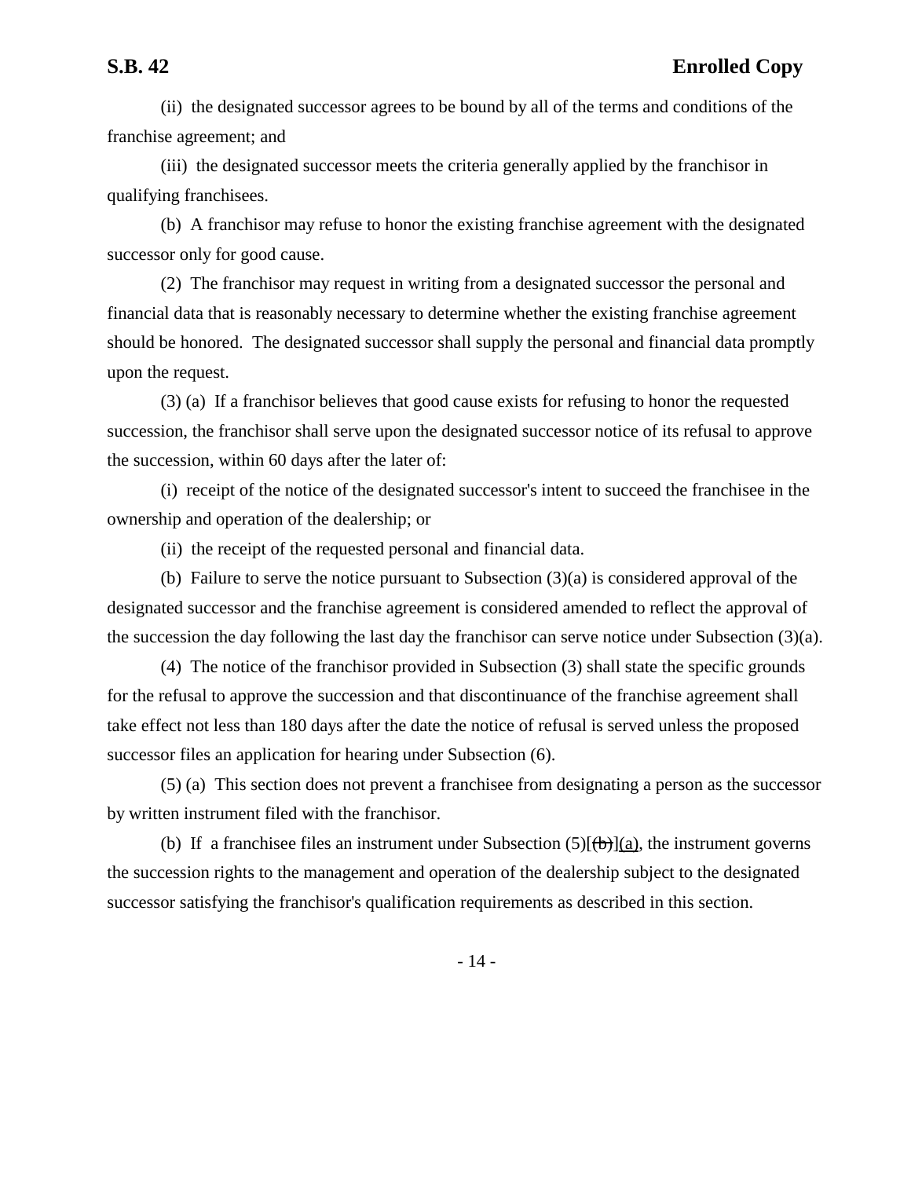(ii) the designated successor agrees to be bound by all of the terms and conditions of the franchise agreement; and

(iii) the designated successor meets the criteria generally applied by the franchisor in qualifying franchisees.

(b) A franchisor may refuse to honor the existing franchise agreement with the designated successor only for good cause.

(2) The franchisor may request in writing from a designated successor the personal and financial data that is reasonably necessary to determine whether the existing franchise agreement should be honored. The designated successor shall supply the personal and financial data promptly upon the request.

(3) (a) If a franchisor believes that good cause exists for refusing to honor the requested succession, the franchisor shall serve upon the designated successor notice of its refusal to approve the succession, within 60 days after the later of:

(i) receipt of the notice of the designated successor's intent to succeed the franchisee in the ownership and operation of the dealership; or

(ii) the receipt of the requested personal and financial data.

(b) Failure to serve the notice pursuant to Subsection (3)(a) is considered approval of the designated successor and the franchise agreement is considered amended to reflect the approval of the succession the day following the last day the franchisor can serve notice under Subsection (3)(a).

(4) The notice of the franchisor provided in Subsection (3) shall state the specific grounds for the refusal to approve the succession and that discontinuance of the franchise agreement shall take effect not less than 180 days after the date the notice of refusal is served unless the proposed successor files an application for hearing under Subsection (6).

(5) (a) This section does not prevent a franchisee from designating a person as the successor by written instrument filed with the franchisor.

(b) If a franchisee files an instrument under Subsection (5)[~~(b)~~](a), the instrument governs the succession rights to the management and operation of the dealership subject to the designated successor satisfying the franchisor's qualification requirements as described in this section.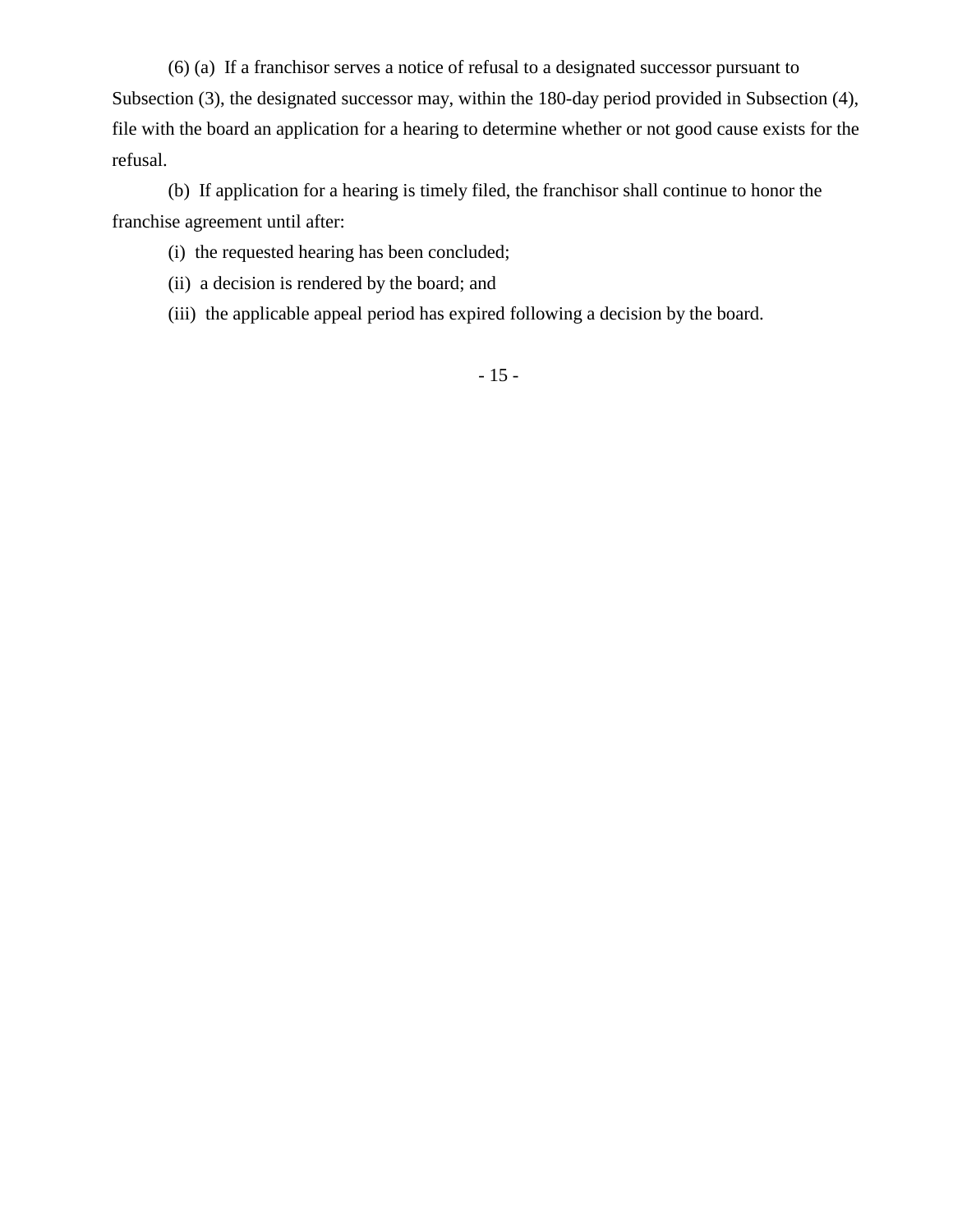(6) (a) If a franchisor serves a notice of refusal to a designated successor pursuant to Subsection (3), the designated successor may, within the 180-day period provided in Subsection (4), file with the board an application for a hearing to determine whether or not good cause exists for the refusal.

(b) If application for a hearing is timely filed, the franchisor shall continue to honor the franchise agreement until after:

(i) the requested hearing has been concluded;

(ii) a decision is rendered by the board; and

(iii) the applicable appeal period has expired following a decision by the board.